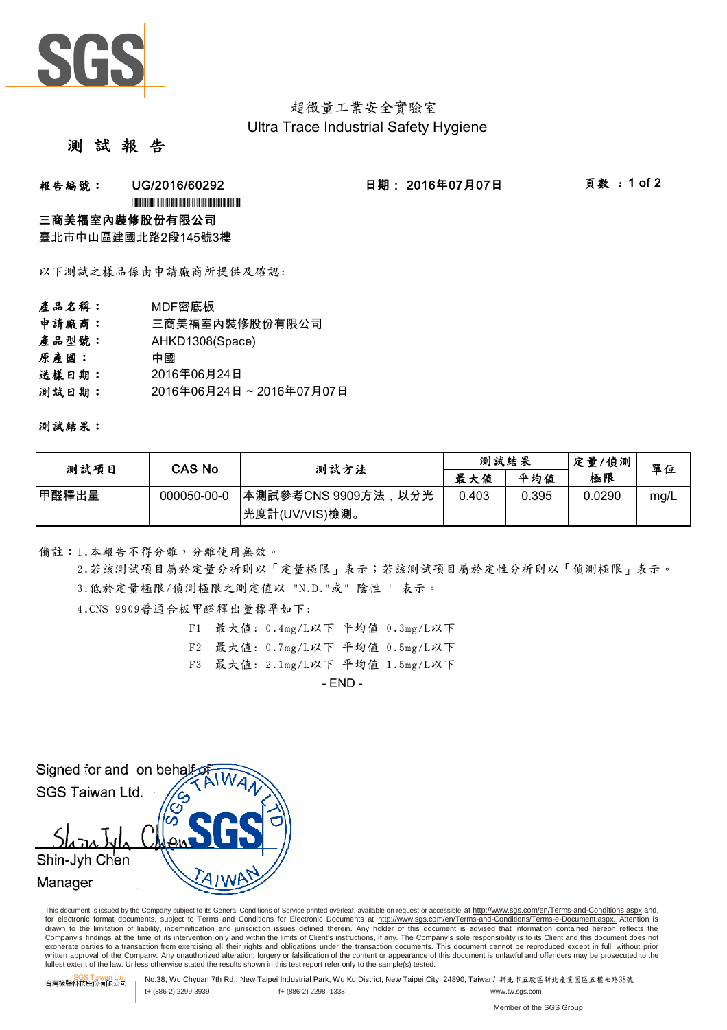超微量工業安全實驗室
Ultra Trace Industrial Safety Hygiene

# 測 試 報 告

**報告編號：** UG/2016/60292　　　**日期：** 2016年07月07日　　　**頁數：** 1 of 2

**三商美福室內裝修股份有限公司**
臺北市中山區建國北路2段145號3樓

以下測試之樣品係由申請廠商所提供及確認:

**產品名稱：** MDF密底板
**申請廠商：** 三商美福室內裝修股份有限公司
**產品型號：** AHKD1308(Space)
**原產國：** 中國
**送樣日期：** 2016年06月24日
**測試日期：** 2016年06月24日 ~ 2016年07月07日

**測試結果：**

| 測試項目 | CAS No | 測試方法 | 測試結果 | | 定量/偵測極限 | 單位 |
|---|---|---|---|---|---|---|
| | | | 最大值 | 平均值 | | |
| 甲醛釋出量 | 000050-00-0 | 本測試參考CNS 9909方法，以分光光度計(UV/VIS)檢測。 | 0.403 | 0.395 | 0.0290 | mg/L |

備註：1.本報告不得分離，分離使用無效。
2.若該測試項目屬於定量分析則以「定量極限」表示；若該測試項目屬於定性分析則以「偵測極限」表示。
3.低於定量極限/偵測極限之測定值以 "N.D."或" 陰性 " 表示。
4.CNS 9909普通合板甲醛釋出量標準如下:

F1 最大值: 0.4mg/L以下 平均值 0.3mg/L以下
F2 最大值: 0.7mg/L以下 平均值 0.5mg/L以下
F3 最大值: 2.1mg/L以下 平均值 1.5mg/L以下

- END -

Signed for and on behalf of
SGS Taiwan Ltd.

Shin-Jyh Chen
Manager

This document is issued by the Company subject to its General Conditions of Service printed overleaf, available on request or accessible at http://www.sgs.com/en/Terms-and-Conditions.aspx and, for electronic format documents, subject to Terms and Conditions for Electronic Documents at http://www.sgs.com/en/Terms-and-Conditions/Terms-e-Document.aspx. Attention is drawn to the limitation of liability, indemnification and jurisdiction issues defined therein. Any holder of this document is advised that information contained hereon reflects the Company's findings at the time of its intervention only and within the limits of Client's instructions, if any. The Company's sole responsibility is to its Client and this document does not exonerate parties to a transaction from exercising all their rights and obligations under the transaction documents. This document cannot be reproduced except in full, without prior written approval of the Company. Any unauthorized alteration, forgery or falsification of the content or appearance of this document is unlawful and offenders may be prosecuted to the fullest extent of the law. Unless otherwise stated the results shown in this test report refer only to the sample(s) tested.

SGS Taiwan Ltd. 台灣檢驗科技股份有限公司 | No.38, Wu Chyuan 7th Rd., New Taipei Industrial Park, Wu Ku District, New Taipei City, 24890, Taiwan/ 新北市五股區新北產業園區五權七路38號 | t+ (886-2) 2299-3939 | f+ (886-2) 2298 -1338 | www.tw.sgs.com

Member of the SGS Group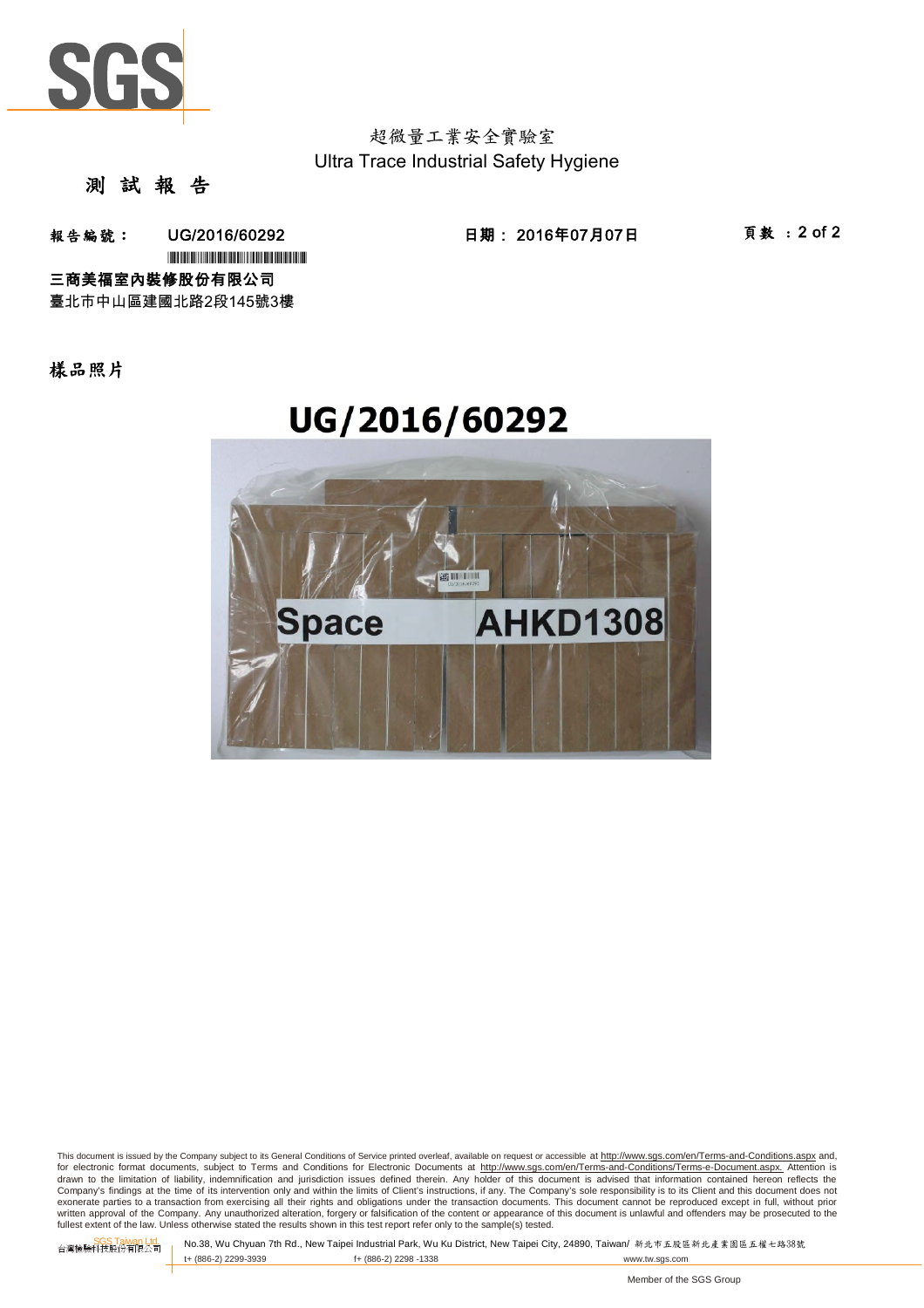超微量工業安全實驗室

Ultra Trace Industrial Safety Hygiene

# 測 試 報 告

**報告編號：** UG/2016/60292 **日期：** 2016年07月07日

**三商美福室內裝修股份有限公司**

臺北市中山區建國北路2段145號3樓

## 樣品照片

UG/2016/60292

Space AHKD1308

This document is issued by the Company subject to its General Conditions of Service printed overleaf, available on request or accessible at http://www.sgs.com/en/Terms-and-Conditions.aspx and, for electronic format documents, subject to Terms and Conditions for Electronic Documents at http://www.sgs.com/en/Terms-and-Conditions/Terms-e-Document.aspx. Attention is drawn to the limitation of liability, indemnification and jurisdiction issues defined therein. Any holder of this document is advised that information contained hereon reflects the Company's findings at the time of its intervention only and within the limits of Client's instructions, if any. The Company's sole responsibility is to its Client and this document does not exonerate parties to a transaction from exercising all their rights and obligations under the transaction documents. This document cannot be reproduced except in full, without prior written approval of the Company. Any unauthorized alteration, forgery or falsification of the content or appearance of this document is unlawful and offenders may be prosecuted to the fullest extent of the law. Unless otherwise stated the results shown in this test report refer only to the sample(s) tested.

SGS Taiwan Ltd. 台灣檢驗科技股份有限公司 No.38, Wu Chyuan 7th Rd., New Taipei Industrial Park, Wu Ku District, New Taipei City, 24890, Taiwan/ 新北市五股區新北產業園區五權七路38號

t+ (886-2) 2299-3939 f+ (886-2) 2298 -1338 www.tw.sgs.com

Member of the SGS Group